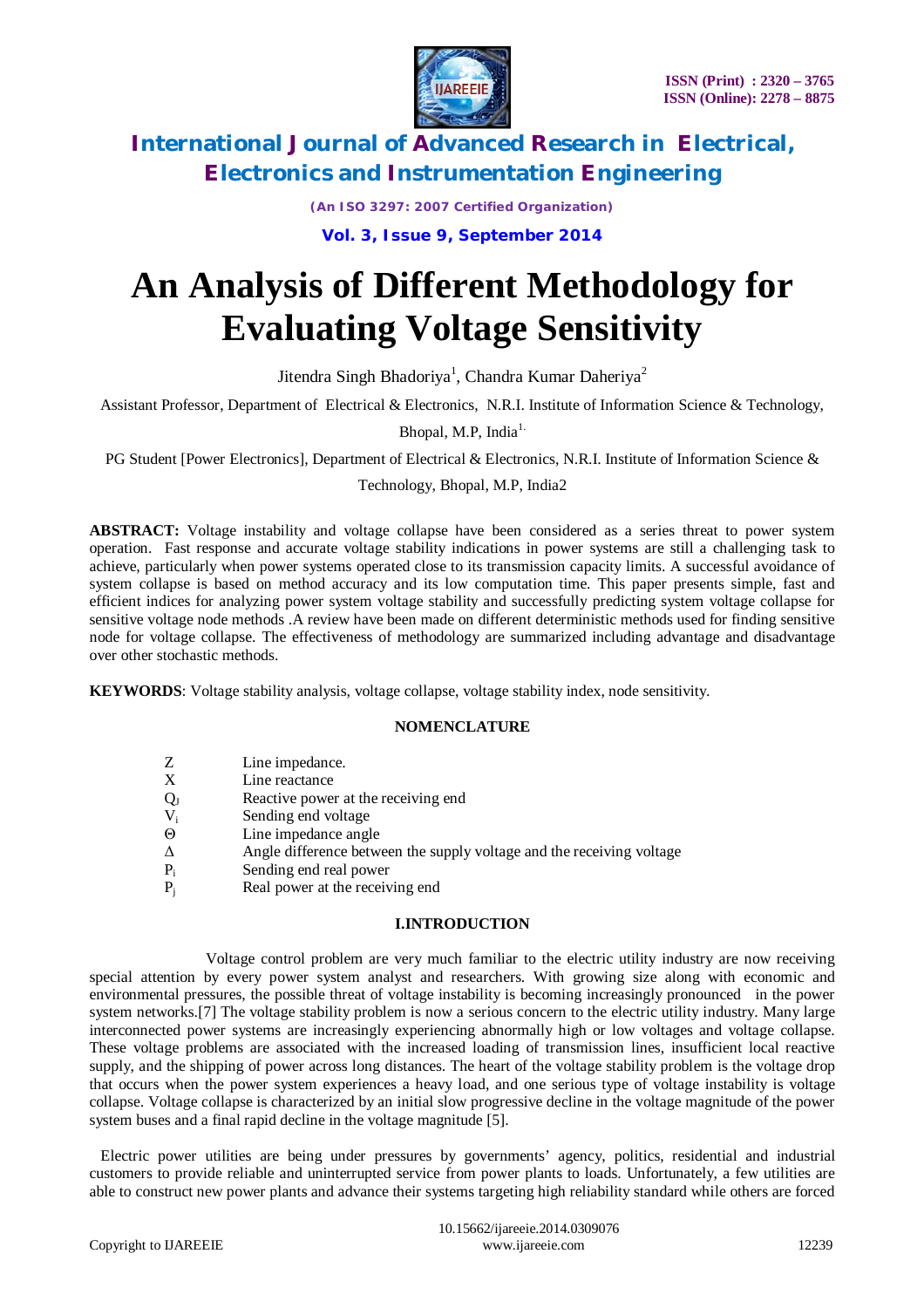# An Analysis of Different Methodology for Evaluating Voltage Sensitivity

Jitendra Singh Bhadoriya[1], Chandra Kumar Daheriya[2]

Assistant Professor, Department of Electrical & Electronics, N.R.I. Institute of Information Science & Technology, Bhopal, M.P, India[1]

PG Student [Power Electronics], Department of Electrical & Electronics, N.R.I. Institute of Information Science & Technology, Bhopal, M.P, India2

**ABSTRACT:** Voltage instability and voltage collapse have been considered as a series threat to power system operation. Fast response and accurate voltage stability indications in power systems are still a challenging task to achieve, particularly when power systems operated close to its transmission capacity limits. A successful avoidance of system collapse is based on method accuracy and its low computation time. This paper presents simple, fast and efficient indices for analyzing power system voltage stability and successfully predicting system voltage collapse for sensitive voltage node methods .A review have been made on different deterministic methods used for finding sensitive node for voltage collapse. The effectiveness of methodology are summarized including advantage and disadvantage over other stochastic methods.

**KEYWORDS**: Voltage stability analysis, voltage collapse, voltage stability index, node sensitivity.

## NOMENCLATURE

| | |
|---|---|
| Z | Line impedance. |
| X | Line reactance |
| $Q_J$ | Reactive power at the receiving end |
| $V_i$ | Sending end voltage |
| Θ | Line impedance angle |
| Δ | Angle difference between the supply voltage and the receiving voltage |
| $P_i$ | Sending end real power |
| $P_j$ | Real power at the receiving end |

## I.INTRODUCTION

Voltage control problem are very much familiar to the electric utility industry are now receiving special attention by every power system analyst and researchers. With growing size along with economic and environmental pressures, the possible threat of voltage instability is becoming increasingly pronounced in the power system networks.[7] The voltage stability problem is now a serious concern to the electric utility industry. Many large interconnected power systems are increasingly experiencing abnormally high or low voltages and voltage collapse. These voltage problems are associated with the increased loading of transmission lines, insufficient local reactive supply, and the shipping of power across long distances. The heart of the voltage stability problem is the voltage drop that occurs when the power system experiences a heavy load, and one serious type of voltage instability is voltage collapse. Voltage collapse is characterized by an initial slow progressive decline in the voltage magnitude of the power system buses and a final rapid decline in the voltage magnitude [5].

Electric power utilities are being under pressures by governments' agency, politics, residential and industrial customers to provide reliable and uninterrupted service from power plants to loads. Unfortunately, a few utilities are able to construct new power plants and advance their systems targeting high reliability standard while others are forced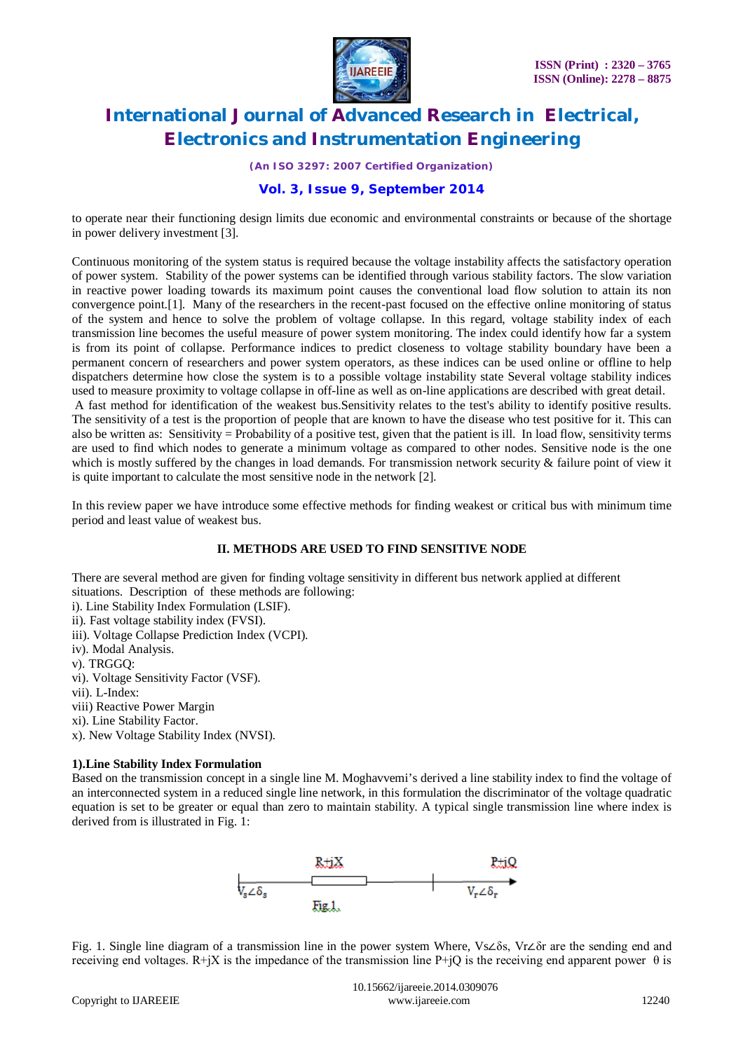to operate near their functioning design limits due economic and environmental constraints or because of the shortage in power delivery investment [3].

Continuous monitoring of the system status is required because the voltage instability affects the satisfactory operation of power system. Stability of the power systems can be identified through various stability factors. The slow variation in reactive power loading towards its maximum point causes the conventional load flow solution to attain its non convergence point.[1]. Many of the researchers in the recent-past focused on the effective online monitoring of status of the system and hence to solve the problem of voltage collapse. In this regard, voltage stability index of each transmission line becomes the useful measure of power system monitoring. The index could identify how far a system is from its point of collapse. Performance indices to predict closeness to voltage stability boundary have been a permanent concern of researchers and power system operators, as these indices can be used online or offline to help dispatchers determine how close the system is to a possible voltage instability state Several voltage stability indices used to measure proximity to voltage collapse in off-line as well as on-line applications are described with great detail.
A fast method for identification of the weakest bus.Sensitivity relates to the test's ability to identify positive results. The sensitivity of a test is the proportion of people that are known to have the disease who test positive for it. This can also be written as: Sensitivity = Probability of a positive test, given that the patient is ill. In load flow, sensitivity terms are used to find which nodes to generate a minimum voltage as compared to other nodes. Sensitive node is the one which is mostly suffered by the changes in load demands. For transmission network security & failure point of view it is quite important to calculate the most sensitive node in the network [2].

In this review paper we have introduce some effective methods for finding weakest or critical bus with minimum time period and least value of weakest bus.

## II. METHODS ARE USED TO FIND SENSITIVE NODE

There are several method are given for finding voltage sensitivity in different bus network applied at different situations. Description of these methods are following:

i). Line Stability Index Formulation (LSIF).
ii). Fast voltage stability index (FVSI).
iii). Voltage Collapse Prediction Index (VCPI).
iv). Modal Analysis.
v). TRGGQ:
vi). Voltage Sensitivity Factor (VSF).
vii). L-Index:
viii) Reactive Power Margin
xi). Line Stability Factor.
x). New Voltage Stability Index (NVSI).

### 1).Line Stability Index Formulation

Based on the transmission concept in a single line M. Moghavvemi's derived a line stability index to find the voltage of an interconnected system in a reduced single line network, in this formulation the discriminator of the voltage quadratic equation is set to be greater or equal than zero to maintain stability. A typical single transmission line where index is derived from is illustrated in Fig. 1:

Fig.1.

Fig. 1. Single line diagram of a transmission line in the power system Where, $V_s\angle\delta_s$, $V_r\angle\delta_r$ are the sending end and receiving end voltages. R+jX is the impedance of the transmission line P+jQ is the receiving end apparent power θ is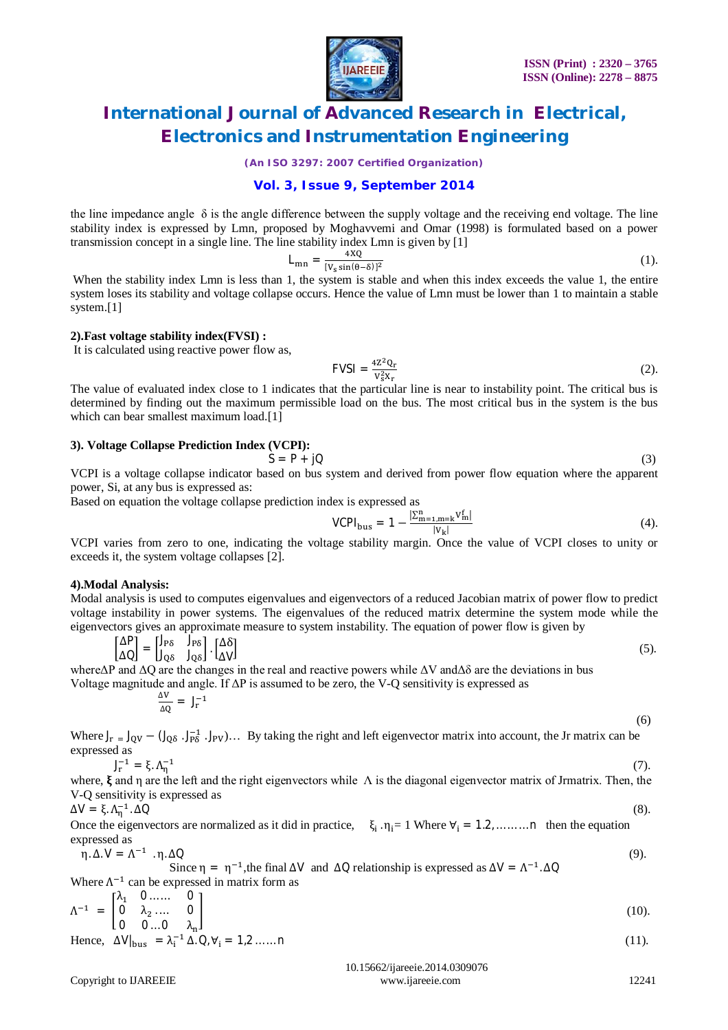the line impedance angle $\delta$ is the angle difference between the supply voltage and the receiving end voltage. The line stability index is expressed by Lmn, proposed by Moghavvemi and Omar (1998) is formulated based on a power transmission concept in a single line. The line stability index Lmn is given by [1]

$$L_{mn} = \frac{4XQ}{[V_s \sin(\theta - \delta)]^2} \tag{1}$$

When the stability index Lmn is less than 1, the system is stable and when this index exceeds the value 1, the entire system loses its stability and voltage collapse occurs. Hence the value of Lmn must be lower than 1 to maintain a stable system.[1]

**2).Fast voltage stability index(FVSI) :**

It is calculated using reactive power flow as,

$$FVSI = \frac{4Z^2 Q_r}{V_s^2 X_r} \tag{2}$$

The value of evaluated index close to 1 indicates that the particular line is near to instability point. The critical bus is determined by finding out the maximum permissible load on the bus. The most critical bus in the system is the bus which can bear smallest maximum load.[1]

**3). Voltage Collapse Prediction Index (VCPI):**

$$S = P + jQ \tag{3}$$

VCPI is a voltage collapse indicator based on bus system and derived from power flow equation where the apparent power, Si, at any bus is expressed as:

Based on equation the voltage collapse prediction index is expressed as

$$VCPI_{bus} = 1 - \frac{\left|\sum_{m=1, m=k}^{n} V_m^f\right|}{|V_k|} \tag{4}$$

VCPI varies from zero to one, indicating the voltage stability margin. Once the value of VCPI closes to unity or exceeds it, the system voltage collapses [2].

**4).Modal Analysis:**

Modal analysis is used to computes eigenvalues and eigenvectors of a reduced Jacobian matrix of power flow to predict voltage instability in power systems. The eigenvalues of the reduced matrix determine the system mode while the eigenvectors gives an approximate measure to system instability. The equation of power flow is given by

$$\begin{bmatrix} \Delta P \\ \Delta Q \end{bmatrix} = \begin{bmatrix} J_{P\delta} & J_{P\delta} \\ J_{Q\delta} & J_{Q\delta} \end{bmatrix} \cdot \begin{bmatrix} \Delta\delta \\ \Delta V \end{bmatrix} \tag{5}$$

where $\Delta P$ and $\Delta Q$ are the changes in the real and reactive powers while $\Delta V$ and $\Delta\delta$ are the deviations in bus Voltage magnitude and angle. If $\Delta P$ is assumed to be zero, the V-Q sensitivity is expressed as

$$\frac{\Delta V}{\Delta Q} = J_r^{-1} \tag{6}$$

Where $J_r = J_{QV} - (J_{Q\delta} \cdot J_{P\delta}^{-1} \cdot J_{PV})\ldots$ By taking the right and left eigenvector matrix into account, the Jr matrix can be expressed as

$$J_r^{-1} = \xi . \Lambda_\eta^{-1} \tag{7}$$

where, **ξ** and η are the left and the right eigenvectors while Λ is the diagonal eigenvector matrix of Jrmatrix. Then, the V-Q sensitivity is expressed as

$$\Delta V = \xi . \Lambda_\eta^{-1} . \Delta Q \tag{8}$$

Once the eigenvectors are normalized as it did in practice, $\xi_i . \eta_i = 1$ Where $\forall_i = 1.2, \ldots\ldots\ldots n$ then the equation expressed as

$$\eta . \Delta . V = \Lambda^{-1} . \eta . \Delta Q \tag{9}$$

Since $\eta = \eta^{-1}$, the final $\Delta V$ and $\Delta Q$ relationship is expressed as $\Delta V = \Lambda^{-1} . \Delta Q$

Where $\Lambda^{-1}$ can be expressed in matrix form as

$$\Lambda^{-1} = \begin{bmatrix} \lambda_1 & 0 \ldots\ldots & 0 \\ 0 & \lambda_2 \ldots. & 0 \\ 0 & 0 \ldots 0 & \lambda_n \end{bmatrix} \tag{10}$$

Hence, $\Delta V|_{bus} = \lambda_i^{-1} \Delta . Q, \forall_i = 1,2 \ldots\ldots n$ (11).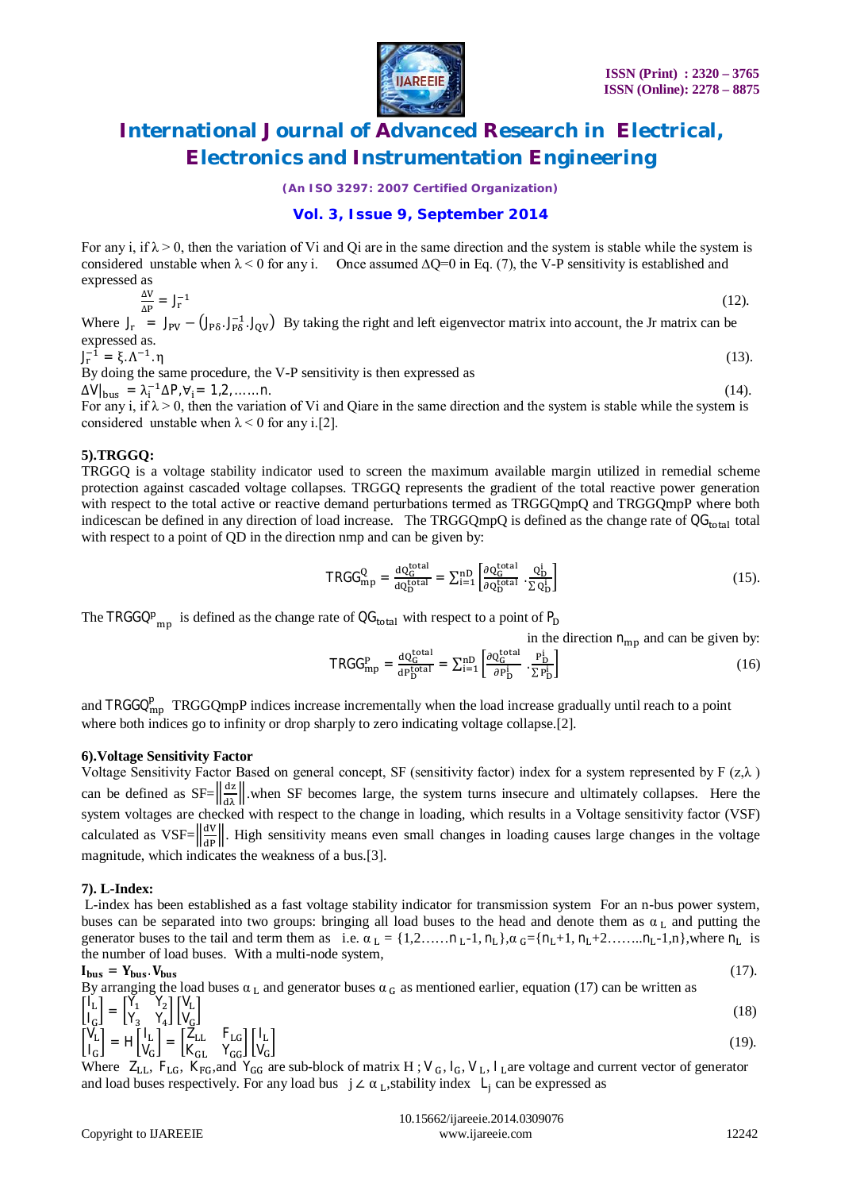For any i, if $\lambda > 0$, then the variation of Vi and Qi are in the same direction and the system is stable while the system is considered unstable when $\lambda < 0$ for any i. Once assumed $\Delta Q=0$ in Eq. (7), the V-P sensitivity is established and expressed as

$$\frac{\Delta V}{\Delta P} = J_r^{-1} \tag{12}$$

Where $J_r = J_{PV} - (J_{P\delta}.J_{P\delta}^{-1}.J_{QV})$ By taking the right and left eigenvector matrix into account, the Jr matrix can be expressed as.

$$J_r^{-1} = \xi.\Lambda^{-1}.\eta \tag{13}$$

By doing the same procedure, the V-P sensitivity is then expressed as

$$\Delta V|_{bus} = \lambda_i^{-1}\Delta P, \forall_i = 1,2,\ldots\ldots n. \tag{14}$$

For any i, if $\lambda > 0$, then the variation of Vi and Qiare in the same direction and the system is stable while the system is considered unstable when $\lambda < 0$ for any i.[2].

**5).TRGGQ:**

TRGGQ is a voltage stability indicator used to screen the maximum available margin utilized in remedial scheme protection against cascaded voltage collapses. TRGGQ represents the gradient of the total reactive power generation with respect to the total active or reactive demand perturbations termed as TRGGQmpQ and TRGGQmpP where both indicescan be defined in any direction of load increase. The TRGGQmpQ is defined as the change rate of $QG_{total}$ total with respect to a point of QD in the direction nmp and can be given by:

$$TRGG_{mp}^{Q} = \frac{dQ_G^{total}}{dQ_D^{total}} = \sum_{i=1}^{nD}\left[\frac{\partial Q_G^{total}}{\partial Q_D^{total}}.\frac{Q_D^i}{\sum Q_D^i}\right] \tag{15}$$

The $TRGGQ^{p}{}_{mp}$ is defined as the change rate of $QG_{total}$ with respect to a point of $P_D$ in the direction $n_{mp}$ and can be given by:

$$TRGG_{mp}^{P} = \frac{dQ_G^{total}}{dP_D^{total}} = \sum_{i=1}^{nD}\left[\frac{\partial Q_G^{total}}{\partial P_D^{i}}.\frac{P_D^i}{\sum P_D^i}\right] \tag{16}$$

and $TRGGQ_{mp}^{p}$ TRGGQmpP indices increase incrementally when the load increase gradually until reach to a point where both indices go to infinity or drop sharply to zero indicating voltage collapse.[2].

**6).Voltage Sensitivity Factor**

Voltage Sensitivity Factor Based on general concept, SF (sensitivity factor) index for a system represented by F $(z,\lambda)$ can be defined as $SF=\left\|\frac{dz}{d\lambda}\right\|$.when SF becomes large, the system turns insecure and ultimately collapses. Here the system voltages are checked with respect to the change in loading, which results in a Voltage sensitivity factor (VSF) calculated as $VSF=\left\|\frac{dV}{dP}\right\|$. High sensitivity means even small changes in loading causes large changes in the voltage magnitude, which indicates the weakness of a bus.[3].

**7). L-Index:**

L-index has been established as a fast voltage stability indicator for transmission system For an n-bus power system, buses can be separated into two groups: bringing all load buses to the head and denote them as $\alpha_L$ and putting the generator buses to the tail and term them as i.e. $\alpha_L = \{1,2\ldots\ldots n_L-1, n_L\}, \alpha_G=\{n_L+1, n_L+2\ldots\ldots n_L-1,n\}$,where $n_L$ is the number of load buses. With a multi-node system,

$$\mathbf{I_{bus}} = \mathbf{Y_{bus}}.\mathbf{V_{bus}} \tag{17}$$

By arranging the load buses $\alpha_L$ and generator buses $\alpha_G$ as mentioned earlier, equation (17) can be written as

$$\begin{bmatrix} I_L \\ I_G \end{bmatrix} = \begin{bmatrix} Y_1 & Y_2 \\ Y_3 & Y_4 \end{bmatrix}\begin{bmatrix} V_L \\ V_G \end{bmatrix} \tag{18}$$

$$\begin{bmatrix} V_L \\ I_G \end{bmatrix} = H\begin{bmatrix} I_L \\ V_G \end{bmatrix} = \begin{bmatrix} Z_{LL} & F_{LG} \\ K_{GL} & Y_{GG} \end{bmatrix}\begin{bmatrix} I_L \\ V_G \end{bmatrix} \tag{19}$$

Where $Z_{LL}$, $F_{LG}$, $K_{FG}$,and $Y_{GG}$ are sub-block of matrix H ; $V_G$, $I_G$, $V_L$, $I_L$are voltage and current vector of generator and load buses respectively. For any load bus $j \angle \alpha_L$,stability index $L_j$ can be expressed as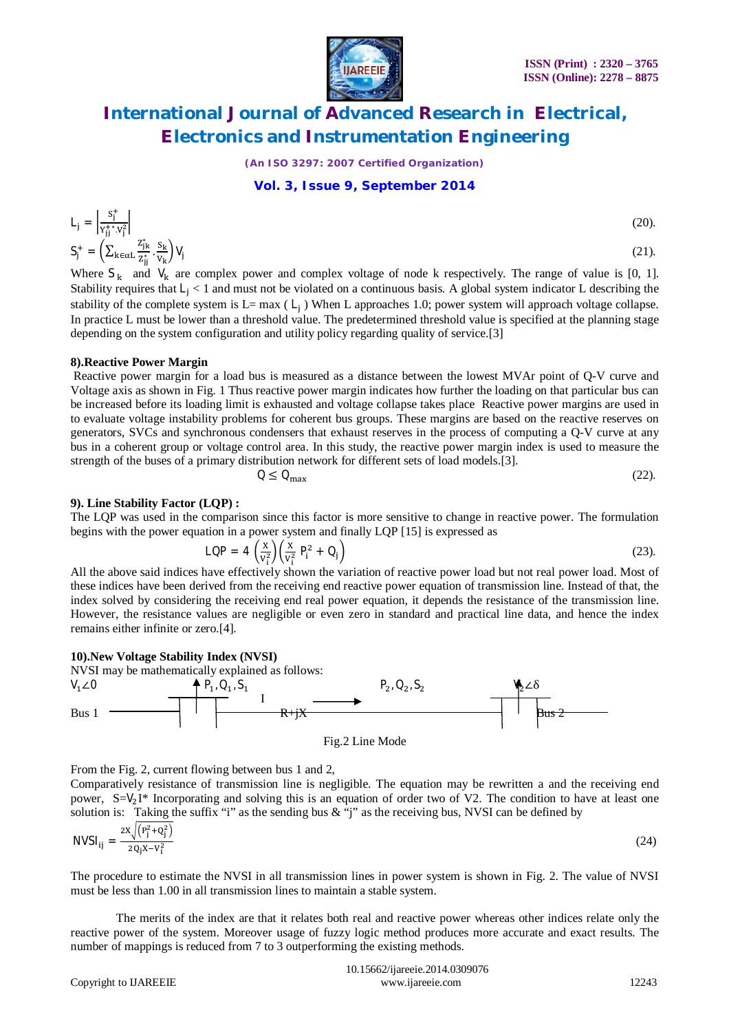$$L_j = \left|\frac{S_j^+}{Y_{jj}^{+*}.V_j^2}\right| \quad (20).$$

$$S_j^+ = \left(\sum_{k\in\alpha L}\frac{Z_{jk}^*}{Z_{jj}^*}.\frac{S_k}{V_k}\right)V_j \quad (21).$$

Where $S_k$ and $V_k$ are complex power and complex voltage of node k respectively. The range of value is [0, 1]. Stability requires that $L_j$ < 1 and must not be violated on a continuous basis. A global system indicator L describing the stability of the complete system is L= max ( $L_j$ ) When L approaches 1.0; power system will approach voltage collapse. In practice L must be lower than a threshold value. The predetermined threshold value is specified at the planning stage depending on the system configuration and utility policy regarding quality of service.[3]

**8).Reactive Power Margin**

Reactive power margin for a load bus is measured as a distance between the lowest MVAr point of Q-V curve and Voltage axis as shown in Fig. 1 Thus reactive power margin indicates how further the loading on that particular bus can be increased before its loading limit is exhausted and voltage collapse takes place Reactive power margins are used in to evaluate voltage instability problems for coherent bus groups. These margins are based on the reactive reserves on generators, SVCs and synchronous condensers that exhaust reserves in the process of computing a Q-V curve at any bus in a coherent group or voltage control area. In this study, the reactive power margin index is used to measure the strength of the buses of a primary distribution network for different sets of load models.[3].

$$Q \le Q_{max} \quad (22).$$

**9). Line Stability Factor (LQP) :**

The LQP was used in the comparison since this factor is more sensitive to change in reactive power. The formulation begins with the power equation in a power system and finally LQP [15] is expressed as

$$LQP = 4\left(\frac{X}{V_i^2}\right)\left(\frac{X}{V_i^2}P_i^2 + Q_j\right) \quad (23).$$

All the above said indices have effectively shown the variation of reactive power load but not real power load. Most of these indices have been derived from the receiving end reactive power equation of transmission line. Instead of that, the index solved by considering the receiving end real power equation, it depends the resistance of the transmission line. However, the resistance values are negligible or even zero in standard and practical line data, and hence the index remains either infinite or zero.[4].

**10).New Voltage Stability Index (NVSI)**

NVSI may be mathematically explained as follows:

$V_1\angle 0$ $P_1, Q_1, S_1$ I $P_2, Q_2, S_2$ $V_2\angle\delta$

Bus 1 R+jX Bus 2

Fig.2 Line Mode

From the Fig. 2, current flowing between bus 1 and 2,

Comparatively resistance of transmission line is negligible. The equation may be rewritten a and the receiving end power, $S=V_2I^*$ Incorporating and solving this is an equation of order two of V2. The condition to have at least one solution is: Taking the suffix "i" as the sending bus & "j" as the receiving bus, NVSI can be defined by

$$NVSI_{ij} = \frac{2X\sqrt{\left(P_j^2+Q_j^2\right)}}{2Q_jX - V_i^2} \quad (24)$$

The procedure to estimate the NVSI in all transmission lines in power system is shown in Fig. 2. The value of NVSI must be less than 1.00 in all transmission lines to maintain a stable system.

The merits of the index are that it relates both real and reactive power whereas other indices relate only the reactive power of the system. Moreover usage of fuzzy logic method produces more accurate and exact results. The number of mappings is reduced from 7 to 3 outperforming the existing methods.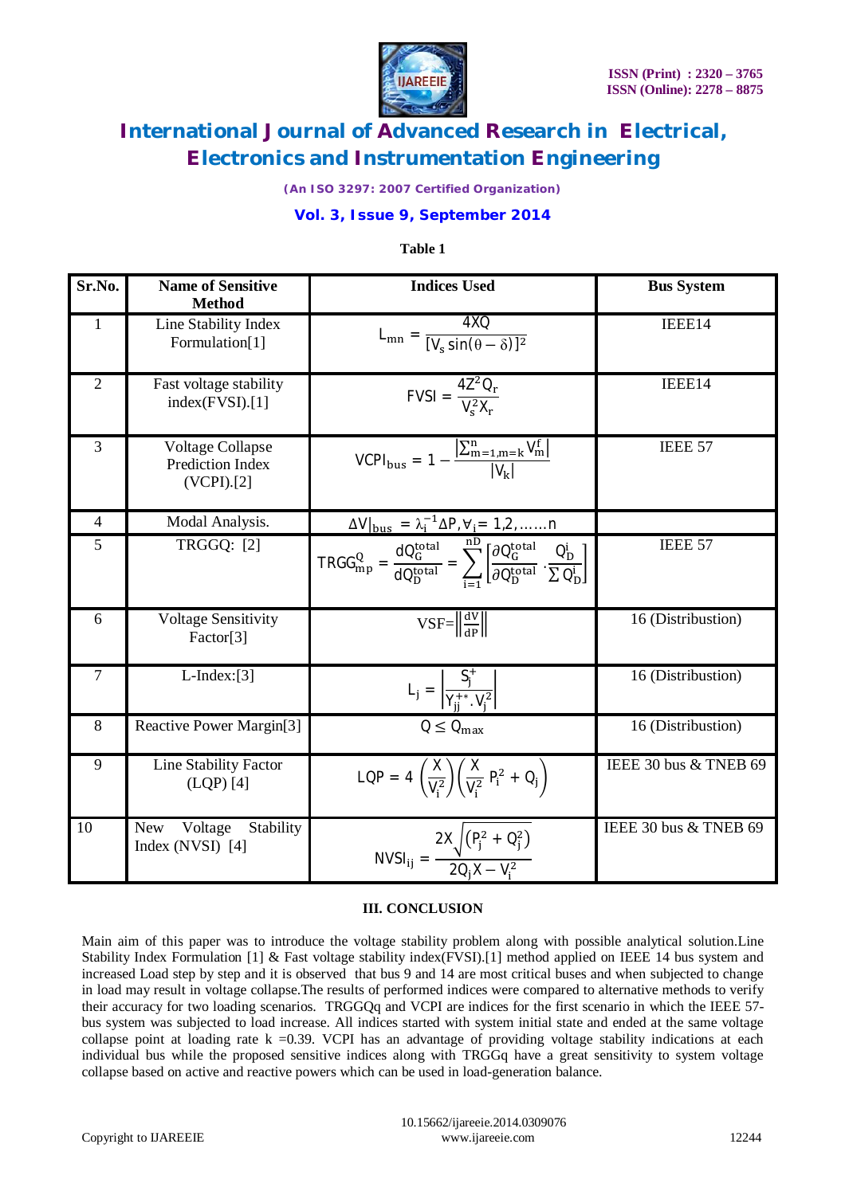**Table 1**

| Sr.No. | Name of Sensitive Method | Indices Used | Bus System |
|---|---|---|---|
| 1 | Line Stability Index Formulation[1] | $L_{mn} = \frac{4XQ}{[V_s \sin(\theta - \delta)]^2}$ | IEEE14 |
| 2 | Fast voltage stability index(FVSI).[1] | $FVSI = \frac{4Z^2 Q_r}{V_s^2 X_r}$ | IEEE14 |
| 3 | Voltage Collapse Prediction Index (VCPI).[2] | $VCPI_{bus} = 1 - \frac{\left\lvert \sum_{m=1,m=k}^{n} V_m^f \right\rvert}{\lvert V_k \rvert}$ | IEEE 57 |
| 4 | Modal Analysis. | $\Delta V\|_{bus} = \lambda_i^{-1} \Delta P, \forall_i = 1,2,\ldots\ldots n$ | |
| 5 | TRGGQ: [2] | $TRGG_{mp}^{Q} = \frac{dQ_G^{total}}{dQ_D^{total}} = \sum_{i=1}^{nD} \left[ \frac{\partial Q_G^{total}}{\partial Q_D^{total}} \cdot \frac{Q_D^i}{\sum Q_D^i} \right]$ | IEEE 57 |
| 6 | Voltage Sensitivity Factor[3] | $VSF = \left\lVert \frac{dV}{dP} \right\rVert$ | 16 (Distribustion) |
| 7 | L-Index:[3] | $L_j = \left\lvert \frac{S_j^+}{Y_{jj}^{+*} . V_j^2} \right\rvert$ | 16 (Distribustion) |
| 8 | Reactive Power Margin[3] | $Q \leq Q_{max}$ | 16 (Distribustion) |
| 9 | Line Stability Factor (LQP) [4] | $LQP = 4 \left( \frac{X}{V_i^2} \right) \left( \frac{X}{V_i^2} P_i^2 + Q_j \right)$ | IEEE 30 bus & TNEB 69 |
| 10 | New Voltage Stability Index (NVSI) [4] | $NVSI_{ij} = \frac{2X\sqrt{(P_j^2 + Q_j^2)}}{2Q_j X - V_i^2}$ | IEEE 30 bus & TNEB 69 |

## III. CONCLUSION

Main aim of this paper was to introduce the voltage stability problem along with possible analytical solution.Line Stability Index Formulation [1] & Fast voltage stability index(FVSI).[1] method applied on IEEE 14 bus system and increased Load step by step and it is observed that bus 9 and 14 are most critical buses and when subjected to change in load may result in voltage collapse.The results of performed indices were compared to alternative methods to verify their accuracy for two loading scenarios. TRGGQq and VCPI are indices for the first scenario in which the IEEE 57-bus system was subjected to load increase. All indices started with system initial state and ended at the same voltage collapse point at loading rate k =0.39. VCPI has an advantage of providing voltage stability indications at each individual bus while the proposed sensitive indices along with TRGGq have a great sensitivity to system voltage collapse based on active and reactive powers which can be used in load-generation balance.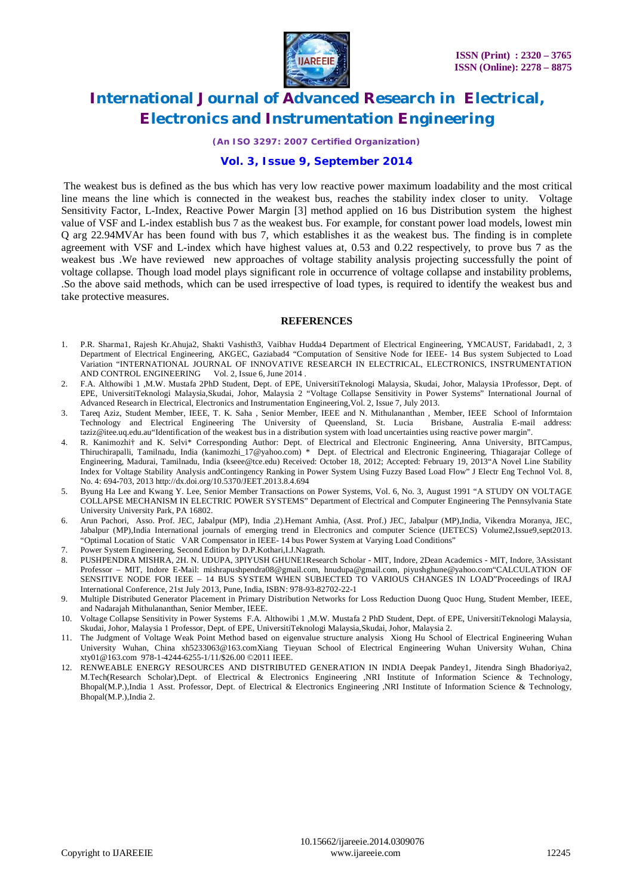The weakest bus is defined as the bus which has very low reactive power maximum loadability and the most critical line means the line which is connected in the weakest bus, reaches the stability index closer to unity. Voltage Sensitivity Factor, L-Index, Reactive Power Margin [3] method applied on 16 bus Distribution system the highest value of VSF and L-index establish bus 7 as the weakest bus. For example, for constant power load models, lowest min Q arg 22.94MVAr has been found with bus 7, which establishes it as the weakest bus. The finding is in complete agreement with VSF and L-index which have highest values at, 0.53 and 0.22 respectively, to prove bus 7 as the weakest bus .We have reviewed new approaches of voltage stability analysis projecting successfully the point of voltage collapse. Though load model plays significant role in occurrence of voltage collapse and instability problems, .So the above said methods, which can be used irrespective of load types, is required to identify the weakest bus and take protective measures.

## REFERENCES

1. P.R. Sharma1, Rajesh Kr.Ahuja2, Shakti Vashisth3, Vaibhav Hudda4 Department of Electrical Engineering, YMCAUST, Faridabad1, 2, 3 Department of Electrical Engineering, AKGEC, Gaziabad4 "Computation of Sensitive Node for IEEE- 14 Bus system Subjected to Load Variation "INTERNATIONAL JOURNAL OF INNOVATIVE RESEARCH IN ELECTRICAL, ELECTRONICS, INSTRUMENTATION AND CONTROL ENGINEERING Vol. 2, Issue 6, June 2014 .
2. F.A. Althowibi 1 ,M.W. Mustafa 2PhD Student, Dept. of EPE, UniversitiTeknologi Malaysia, Skudai, Johor, Malaysia 1Professor, Dept. of EPE, UniversitiTeknologi Malaysia,Skudai, Johor, Malaysia 2 "Voltage Collapse Sensitivity in Power Systems" International Journal of Advanced Research in Electrical, Electronics and Instrumentation Engineering,Vol. 2, Issue 7, July 2013.
3. Tareq Aziz, Student Member, IEEE, T. K. Saha , Senior Member, IEEE and N. Mithulananthan , Member, IEEE School of Informtaion Technology and Electrical Engineering The University of Queensland, St. Lucia Brisbane, Australia E-mail address: taziz@itee.uq.edu.au"Identification of the weakest bus in a distribution system with load uncertainties using reactive power margin".
4. R. Kanimozhi† and K. Selvi* Corresponding Author: Dept. of Electrical and Electronic Engineering, Anna University, BITCampus, Thiruchirapalli, Tamilnadu, India (kanimozhi_17@yahoo.com) * Dept. of Electrical and Electronic Engineering, Thiagarajar College of Engineering, Madurai, Tamilnadu, India (kseee@tce.edu) Received: October 18, 2012; Accepted: February 19, 2013"A Novel Line Stability Index for Voltage Stability Analysis andContingency Ranking in Power System Using Fuzzy Based Load Flow" J Electr Eng Technol Vol. 8, No. 4: 694-703, 2013 http://dx.doi.org/10.5370/JEET.2013.8.4.694
5. Byung Ha Lee and Kwang Y. Lee, Senior Member Transactions on Power Systems, Vol. 6, No. 3, August 1991 "A STUDY ON VOLTAGE COLLAPSE MECHANISM IN ELECTRIC POWER SYSTEMS" Department of Electrical and Computer Engineering The Pennsylvania State University University Park, PA 16802.
6. Arun Pachori, Asso. Prof. JEC, Jabalpur (MP), India ,2).Hemant Amhia, (Asst. Prof.) JEC, Jabalpur (MP),India, Vikendra Moranya, JEC, Jabalpur (MP),India International journals of emerging trend in Electronics and computer Science (IJETECS) Volume2,Issue9,sept2013. "Optimal Location of Static VAR Compensator in IEEE- 14 bus Power System at Varying Load Conditions"
7. Power System Engineering, Second Edition by D.P.Kothari,I.J.Nagrath.
8. PUSHPENDRA MISHRA, 2H. N. UDUPA, 3PIYUSH GHUNE1Research Scholar - MIT, Indore, 2Dean Academics - MIT, Indore, 3Assistant Professor – MIT, Indore E-Mail: mishrapushpendra08@gmail.com, hnudupa@gmail.com, piyushghune@yahoo.com"CALCULATION OF SENSITIVE NODE FOR IEEE – 14 BUS SYSTEM WHEN SUBJECTED TO VARIOUS CHANGES IN LOAD"Proceedings of IRAJ International Conference, 21st July 2013, Pune, India, ISBN: 978-93-82702-22-1
9. Multiple Distributed Generator Placement in Primary Distribution Networks for Loss Reduction Duong Quoc Hung, Student Member, IEEE, and Nadarajah Mithulananthan, Senior Member, IEEE.
10. Voltage Collapse Sensitivity in Power Systems F.A. Althowibi 1 ,M.W. Mustafa 2 PhD Student, Dept. of EPE, UniversitiTeknologi Malaysia, Skudai, Johor, Malaysia 1 Professor, Dept. of EPE, UniversitiTeknologi Malaysia,Skudai, Johor, Malaysia 2.
11. The Judgment of Voltage Weak Point Method based on eigenvalue structure analysis Xiong Hu School of Electrical Engineering Wuhan University Wuhan, China xh5233063@163.comXiang Tieyuan School of Electrical Engineering Wuhan University Wuhan, China xty01@163.com 978-1-4244-6255-1/11/$26.00 ©2011 IEEE.
12. RENWEABLE ENERGY RESOURCES AND DISTRIBUTED GENERATION IN INDIA Deepak Pandey1, Jitendra Singh Bhadoriya2, M.Tech(Research Scholar),Dept. of Electrical & Electronics Engineering ,NRI Institute of Information Science & Technology, Bhopal(M.P.),India 1 Asst. Professor, Dept. of Electrical & Electronics Engineering ,NRI Institute of Information Science & Technology, Bhopal(M.P.),India 2.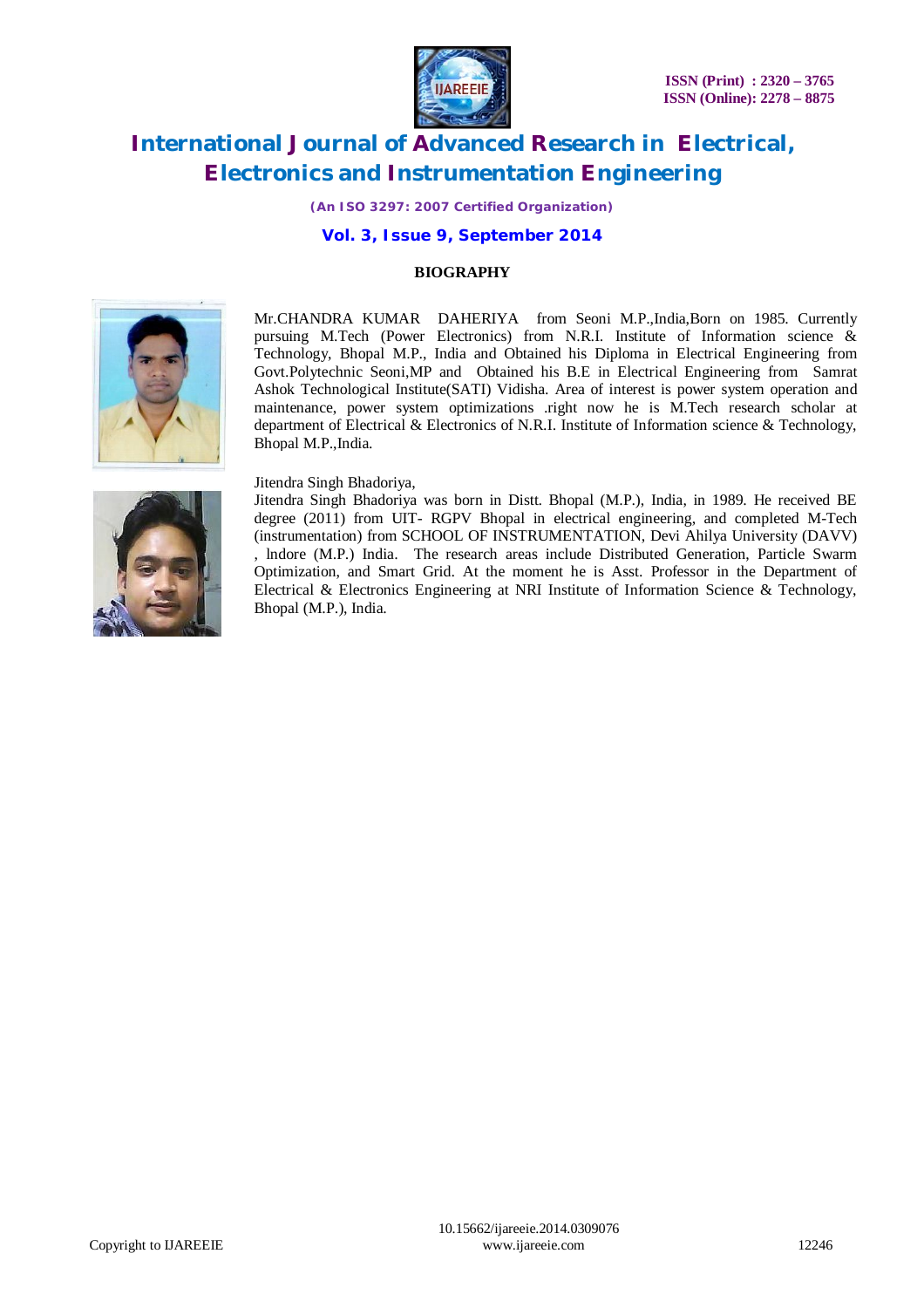**BIOGRAPHY**

Mr.CHANDRA KUMAR DAHERIYA from Seoni M.P.,India,Born on 1985. Currently pursuing M.Tech (Power Electronics) from N.R.I. Institute of Information science & Technology, Bhopal M.P., India and Obtained his Diploma in Electrical Engineering from Govt.Polytechnic Seoni,MP and Obtained his B.E in Electrical Engineering from Samrat Ashok Technological Institute(SATI) Vidisha. Area of interest is power system operation and maintenance, power system optimizations .right now he is M.Tech research scholar at department of Electrical & Electronics of N.R.I. Institute of Information science & Technology, Bhopal M.P.,India.

Jitendra Singh Bhadoriya,
Jitendra Singh Bhadoriya was born in Distt. Bhopal (M.P.), India, in 1989. He received BE degree (2011) from UIT- RGPV Bhopal in electrical engineering, and completed M-Tech (instrumentation) from SCHOOL OF INSTRUMENTATION, Devi Ahilya University (DAVV) , Indore (M.P.) India. The research areas include Distributed Generation, Particle Swarm Optimization, and Smart Grid. At the moment he is Asst. Professor in the Department of Electrical & Electronics Engineering at NRI Institute of Information Science & Technology, Bhopal (M.P.), India.